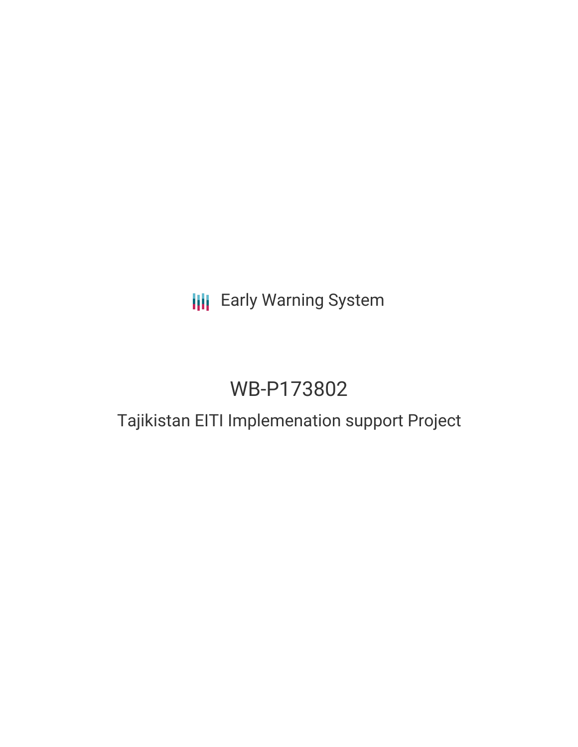Early Warning System

# WB-P173802

## Tajikistan EITI Implemenation support Project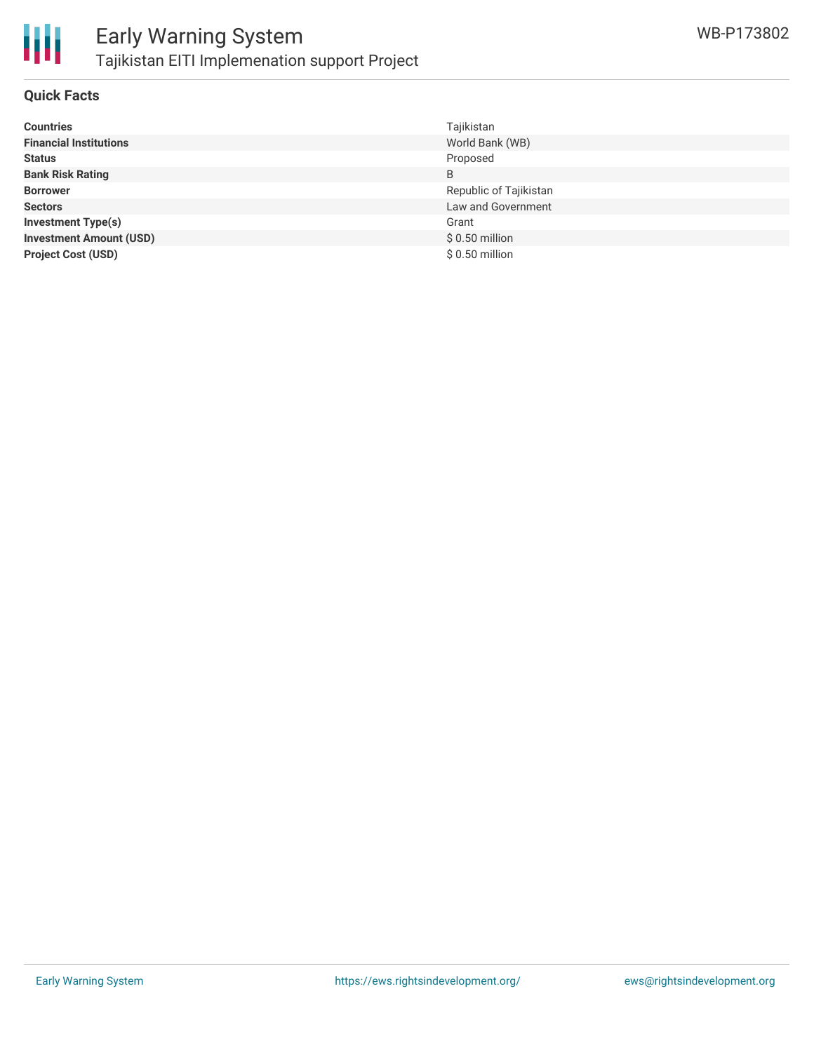## Quick Facts

| | |
|---|---|
| **Countries** | Tajikistan |
| **Financial Institutions** | World Bank (WB) |
| **Status** | Proposed |
| **Bank Risk Rating** | B |
| **Borrower** | Republic of Tajikistan |
| **Sectors** | Law and Government |
| **Investment Type(s)** | Grant |
| **Investment Amount (USD)** | $ 0.50 million |
| **Project Cost (USD)** | $ 0.50 million |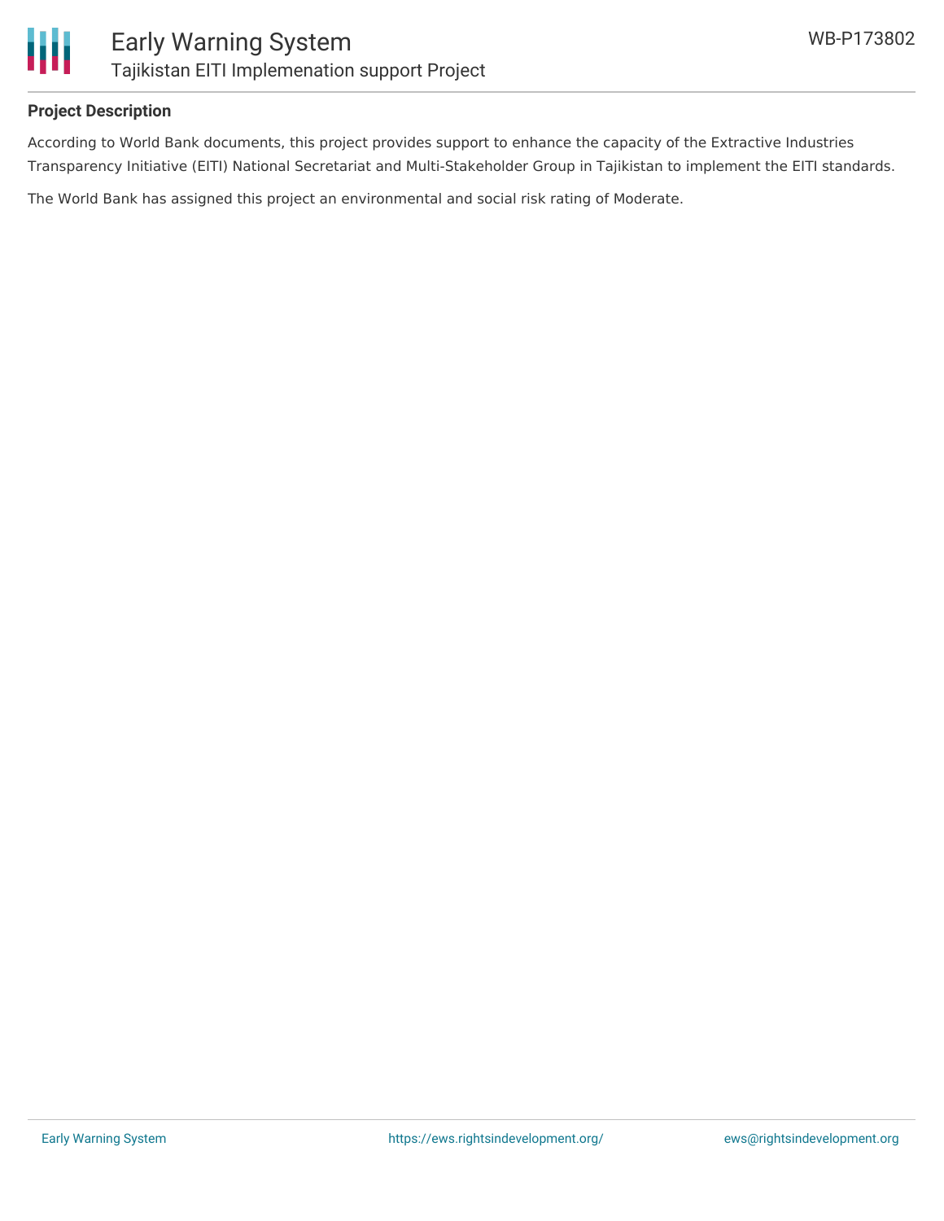## Project Description

According to World Bank documents, this project provides support to enhance the capacity of the Extractive Industries Transparency Initiative (EITI) National Secretariat and Multi-Stakeholder Group in Tajikistan to implement the EITI standards.

The World Bank has assigned this project an environmental and social risk rating of Moderate.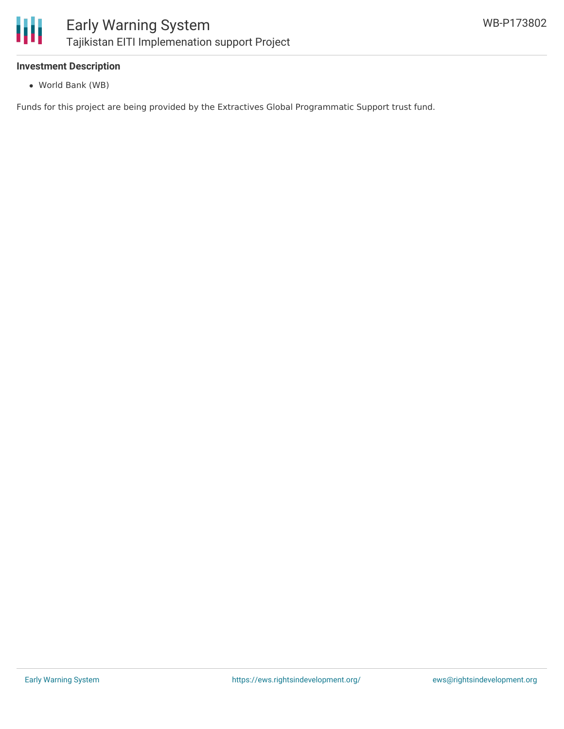**Investment Description**

- World Bank (WB)

Funds for this project are being provided by the Extractives Global Programmatic Support trust fund.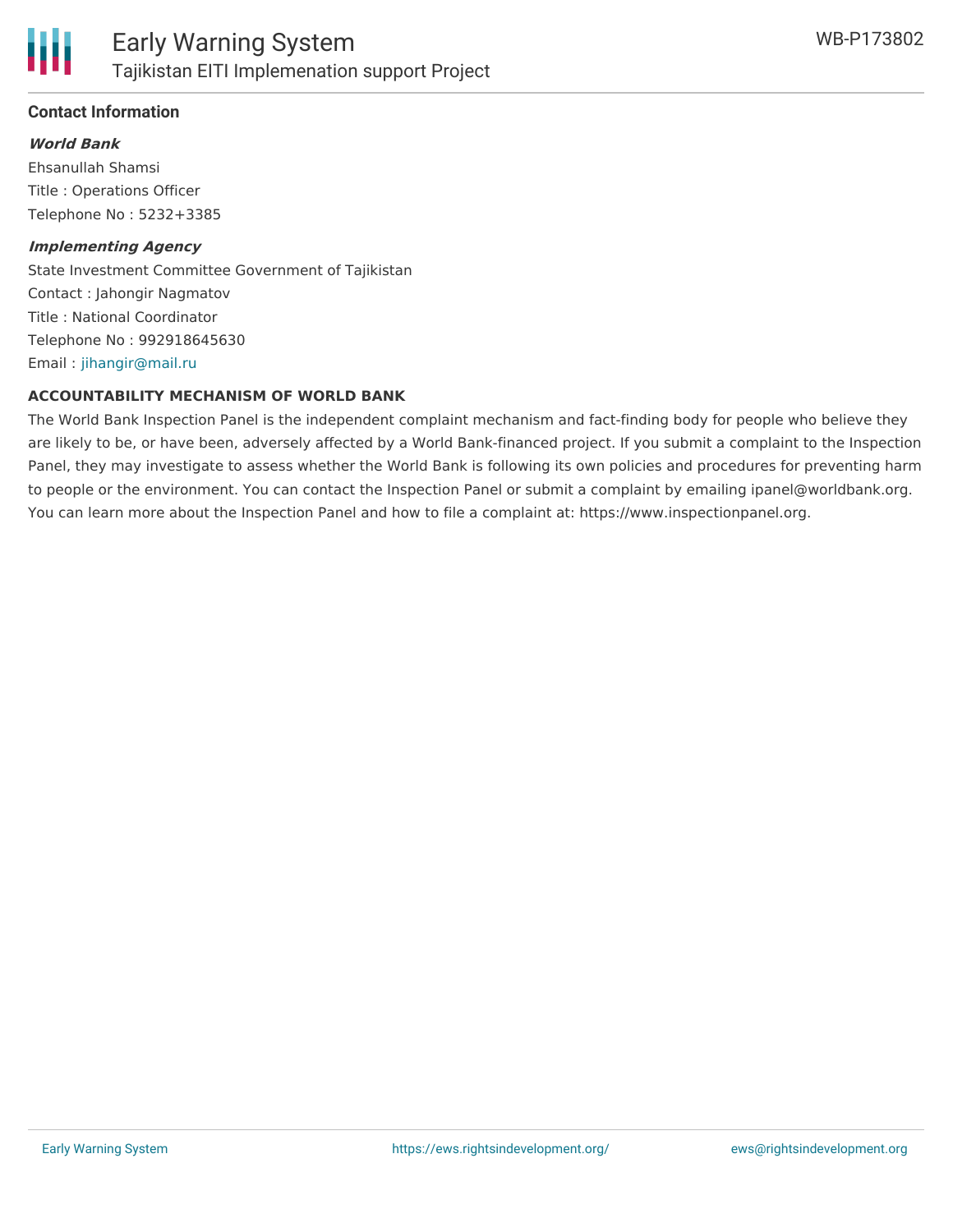## Contact Information

***World Bank***

Ehsanullah Shamsi

Title : Operations Officer

Telephone No : 5232+3385

***Implementing Agency***

State Investment Committee Government of Tajikistan

Contact : Jahongir Nagmatov

Title : National Coordinator

Telephone No : 992918645630

Email : jihangir@mail.ru

### ACCOUNTABILITY MECHANISM OF WORLD BANK

The World Bank Inspection Panel is the independent complaint mechanism and fact-finding body for people who believe they are likely to be, or have been, adversely affected by a World Bank-financed project. If you submit a complaint to the Inspection Panel, they may investigate to assess whether the World Bank is following its own policies and procedures for preventing harm to people or the environment. You can contact the Inspection Panel or submit a complaint by emailing ipanel@worldbank.org. You can learn more about the Inspection Panel and how to file a complaint at: https://www.inspectionpanel.org.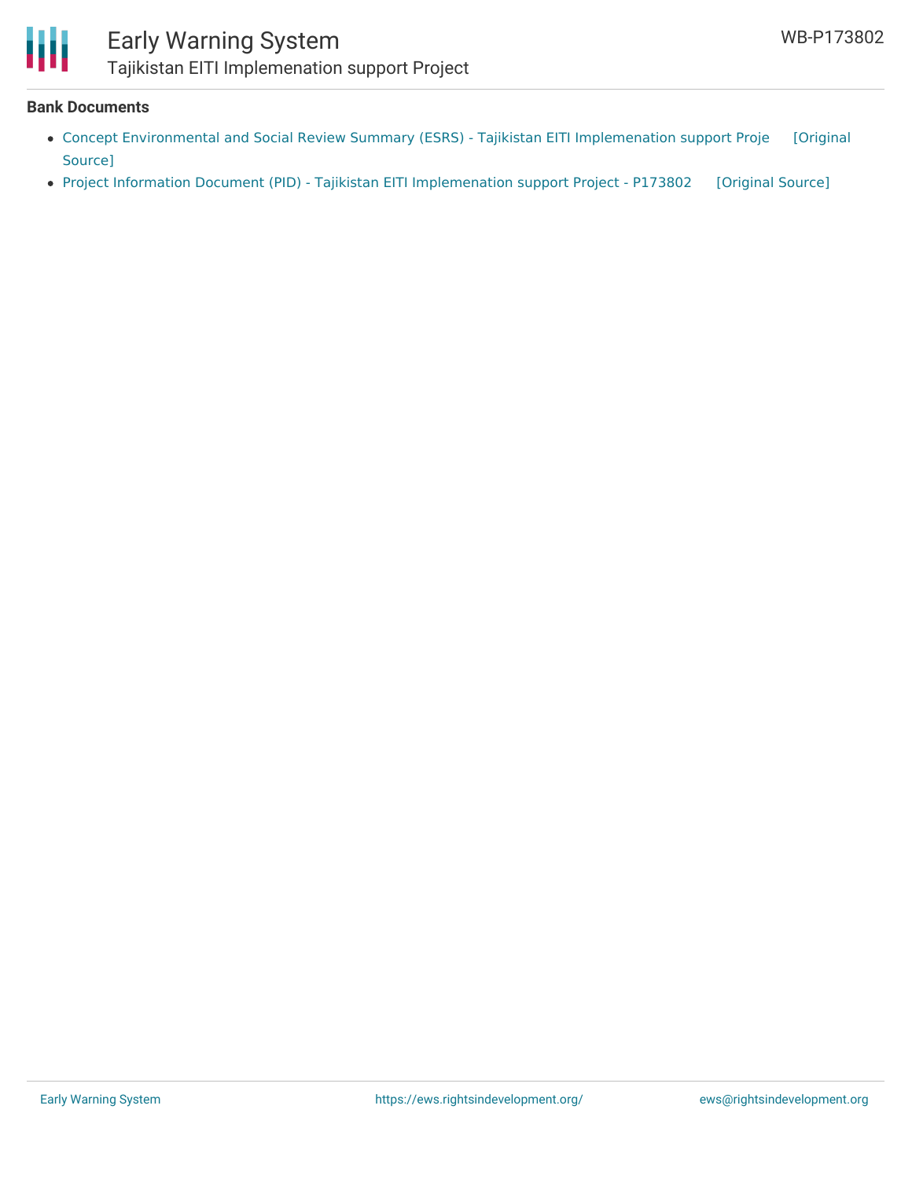**Bank Documents**

- Concept Environmental and Social Review Summary (ESRS) - Tajikistan EITI Implemenation support Proje [Original Source]
- Project Information Document (PID) - Tajikistan EITI Implemenation support Project - P173802 [Original Source]